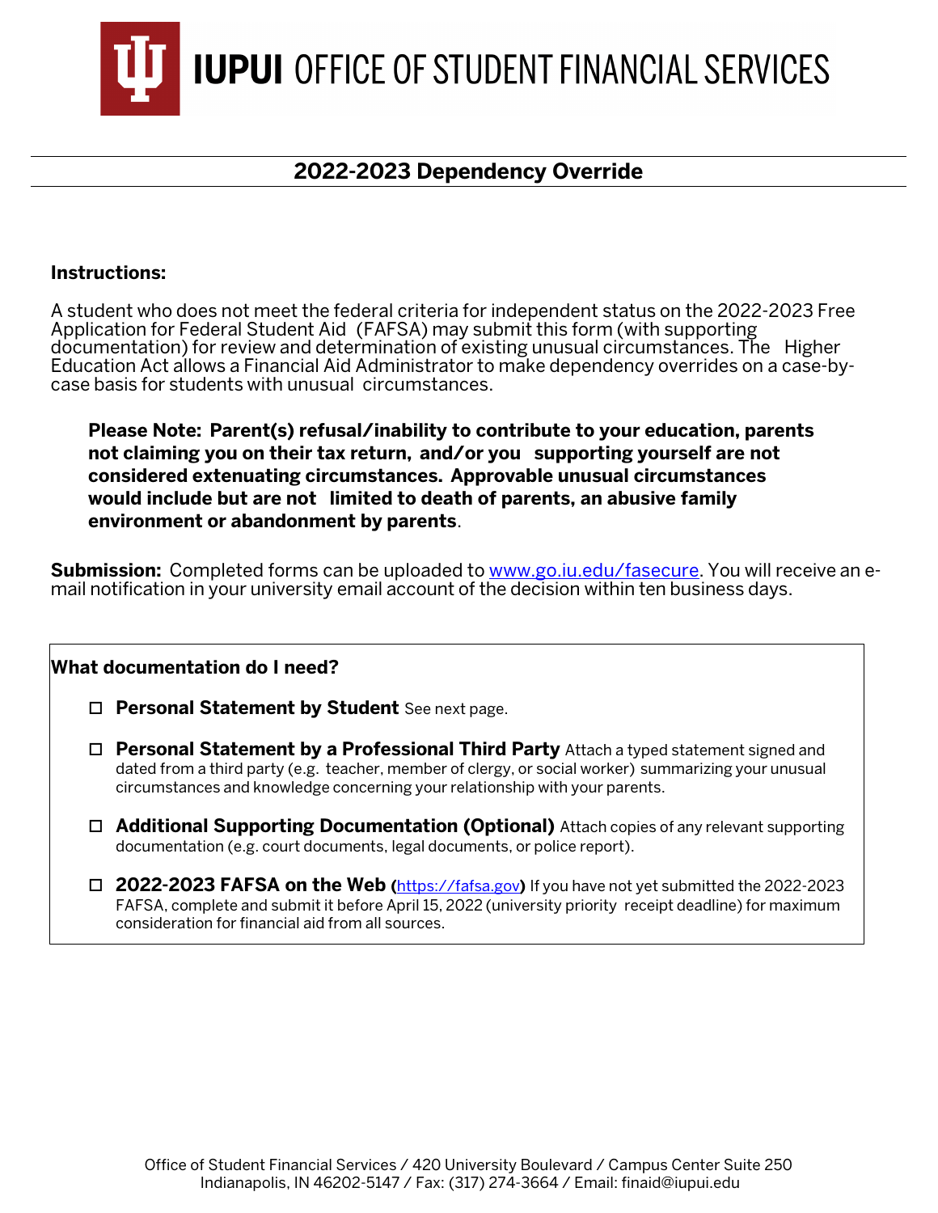# IUPUI OFFICE OF STUDENT FINANCIAL SERVICES

## 2022-2023 Dependency Override

**Instructions:**

A student who does not meet the federal criteria for independent status on the 2022-2023 Free Application for Federal Student Aid (FAFSA) may submit this form (with supporting documentation) for review and determination of existing unusual circumstances. The Higher Education Act allows a Financial Aid Administrator to make dependency overrides on a case-by-case basis for students with unusual circumstances.

> **Please Note: Parent(s) refusal/inability to contribute to your education, parents not claiming you on their tax return, and/or you supporting yourself are not considered extenuating circumstances. Approvable unusual circumstances would include but are not limited to death of parents, an abusive family environment or abandonment by parents**.

**Submission:** Completed forms can be uploaded to [www.go.iu.edu/fasecure](www.go.iu.edu/fasecure). You will receive an e-mail notification in your university email account of the decision within ten business days.

**What documentation do I need?**

- ☐ **Personal Statement by Student** See next page.
- ☐ **Personal Statement by a Professional Third Party** Attach a typed statement signed and dated from a third party (e.g. teacher, member of clergy, or social worker) summarizing your unusual circumstances and knowledge concerning your relationship with your parents.
- ☐ **Additional Supporting Documentation (Optional)** Attach copies of any relevant supporting documentation (e.g. court documents, legal documents, or police report).
- ☐ **2022-2023 FAFSA on the Web (**[https://fafsa.gov](https://fafsa.gov)**)** If you have not yet submitted the 2022-2023 FAFSA, complete and submit it before April 15, 2022 (university priority receipt deadline) for maximum consideration for financial aid from all sources.

Office of Student Financial Services / 420 University Boulevard / Campus Center Suite 250
Indianapolis, IN 46202-5147 / Fax: (317) 274-3664 / Email: finaid@iupui.edu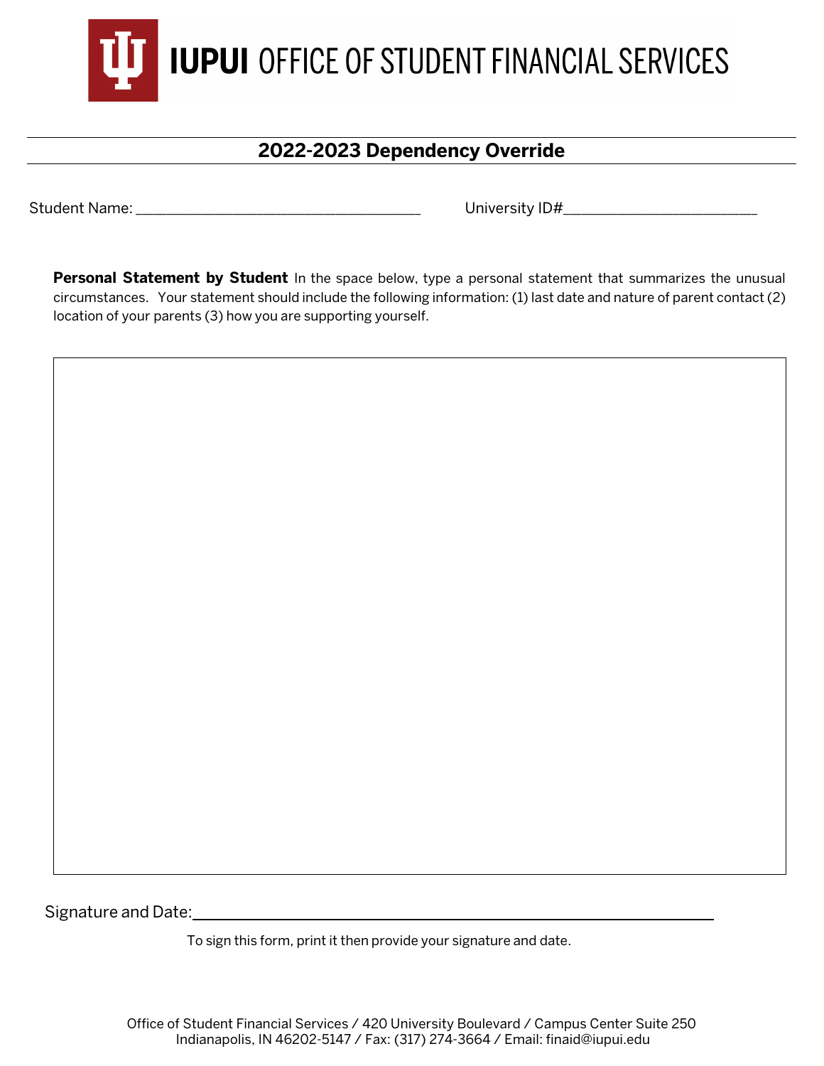**IUPUI** OFFICE OF STUDENT FINANCIAL SERVICES

## 2022-2023 Dependency Override

Student Name: ____________________________________ University ID#________________________

**Personal Statement by Student** In the space below, type a personal statement that summarizes the unusual circumstances. Your statement should include the following information: (1) last date and nature of parent contact (2) location of your parents (3) how you are supporting yourself.

Signature and Date: ____________________________________________________________

To sign this form, print it then provide your signature and date.

Office of Student Financial Services / 420 University Boulevard / Campus Center Suite 250
Indianapolis, IN 46202-5147 / Fax: (317) 274-3664 / Email: finaid@iupui.edu